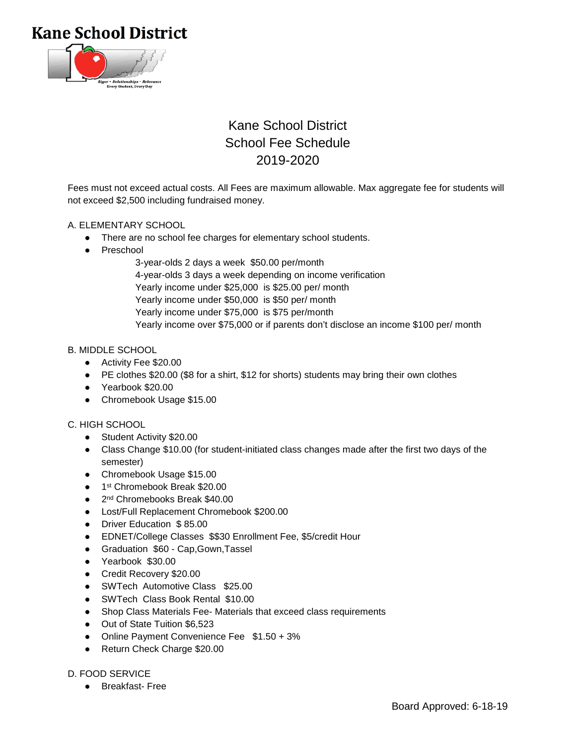# Kane School District

## Kane School District
## School Fee Schedule
## 2019-2020

Fees must not exceed actual costs. All Fees are maximum allowable. Max aggregate fee for students will not exceed $2,500 including fundraised money.

A. ELEMENTARY SCHOOL

- There are no school fee charges for elementary school students.
- Preschool
  - 3-year-olds 2 days a week $50.00 per/month
  - 4-year-olds 3 days a week depending on income verification
  - Yearly income under $25,000 is $25.00 per/ month
  - Yearly income under $50,000 is $50 per/ month
  - Yearly income under $75,000 is $75 per/month
  - Yearly income over $75,000 or if parents don't disclose an income $100 per/ month

B. MIDDLE SCHOOL

- Activity Fee $20.00
- PE clothes $20.00 ($8 for a shirt, $12 for shorts) students may bring their own clothes
- Yearbook $20.00
- Chromebook Usage $15.00

C. HIGH SCHOOL

- Student Activity $20.00
- Class Change $10.00 (for student-initiated class changes made after the first two days of the semester)
- Chromebook Usage $15.00
- 1st Chromebook Break $20.00
- 2nd Chromebooks Break $40.00
- Lost/Full Replacement Chromebook $200.00
- Driver Education $ 85.00
- EDNET/College Classes $$30 Enrollment Fee, $5/credit Hour
- Graduation $60 - Cap,Gown,Tassel
- Yearbook $30.00
- Credit Recovery $20.00
- SWTech Automotive Class $25.00
- SWTech Class Book Rental $10.00
- Shop Class Materials Fee- Materials that exceed class requirements
- Out of State Tuition $6,523
- Online Payment Convenience Fee $1.50 + 3%
- Return Check Charge $20.00

D. FOOD SERVICE

- Breakfast- Free

Board Approved: 6-18-19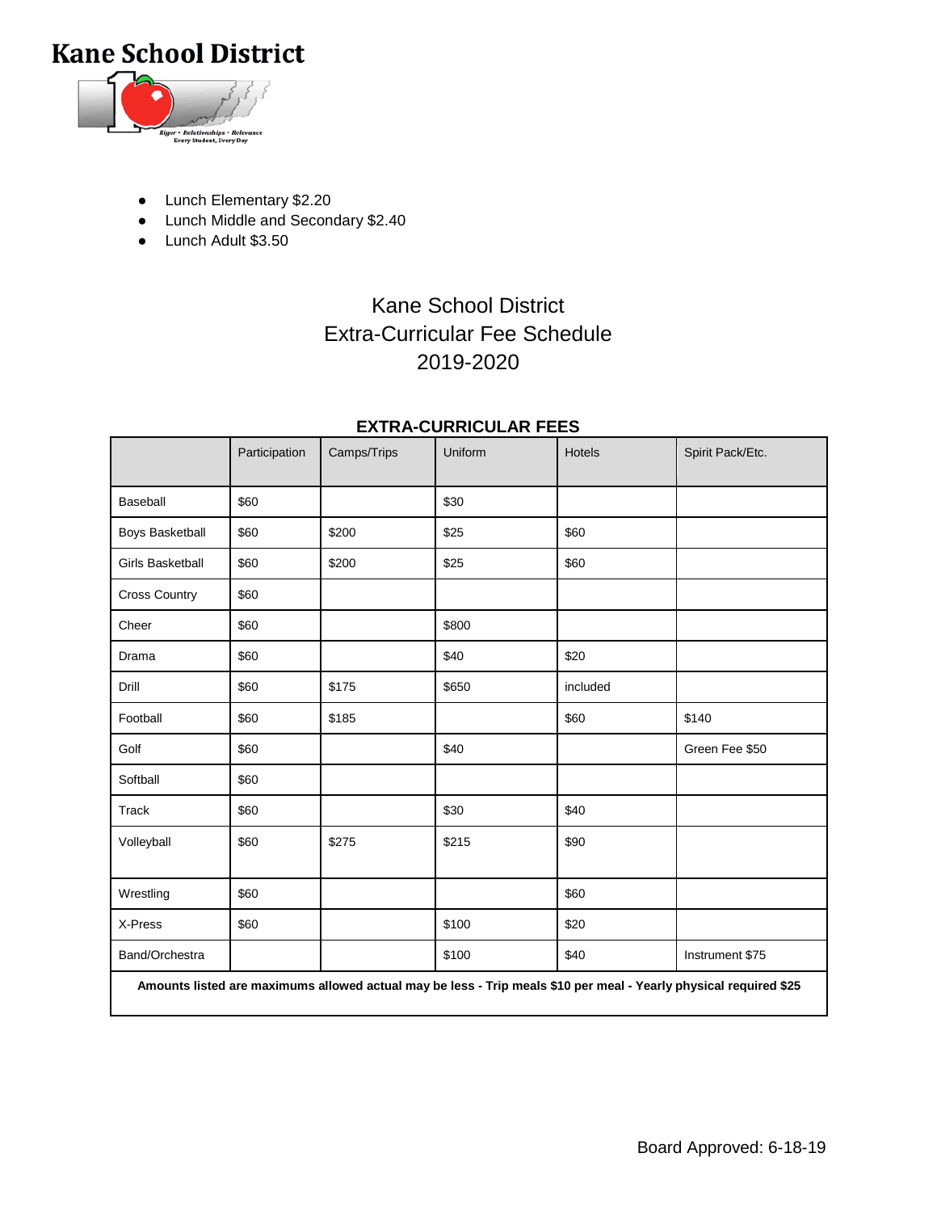# Kane School District

- Lunch Elementary $2.20
- Lunch Middle and Secondary $2.40
- Lunch Adult $3.50

## Kane School District
## Extra-Curricular Fee Schedule
## 2019-2020

**EXTRA-CURRICULAR FEES**

| | Participation | Camps/Trips | Uniform | Hotels | Spirit Pack/Etc. |
|---|---|---|---|---|---|
| Baseball | $60 | | $30 | | |
| Boys Basketball | $60 | $200 | $25 | $60 | |
| Girls Basketball | $60 | $200 | $25 | $60 | |
| Cross Country | $60 | | | | |
| Cheer | $60 | | $800 | | |
| Drama | $60 | | $40 | $20 | |
| Drill | $60 | $175 | $650 | included | |
| Football | $60 | $185 | | $60 | $140 |
| Golf | $60 | | $40 | | Green Fee $50 |
| Softball | $60 | | | | |
| Track | $60 | | $30 | $40 | |
| Volleyball | $60 | $275 | $215 | $90 | |
| Wrestling | $60 | | | $60 | |
| X-Press | $60 | | $100 | $20 | |
| Band/Orchestra | | | $100 | $40 | Instrument $75 |

**Amounts listed are maximums allowed actual may be less - Trip meals $10 per meal - Yearly physical required $25**

Board Approved: 6-18-19